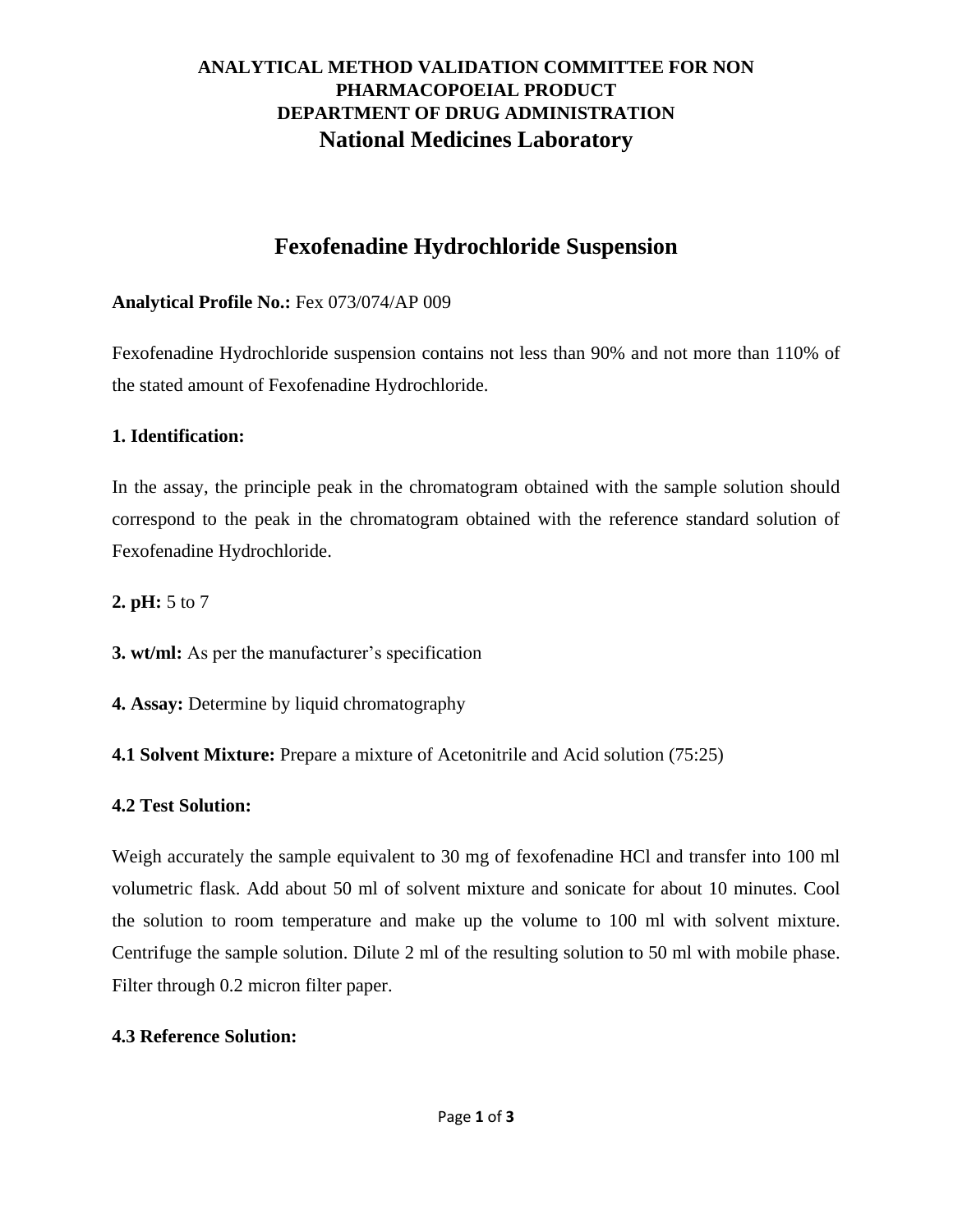**ANALYTICAL METHOD VALIDATION COMMITTEE FOR NON PHARMACOPOEIAL PRODUCT**
**DEPARTMENT OF DRUG ADMINISTRATION**
**National Medicines Laboratory**

# Fexofenadine Hydrochloride Suspension

**Analytical Profile No.:** Fex 073/074/AP 009

Fexofenadine Hydrochloride suspension contains not less than 90% and not more than 110% of the stated amount of Fexofenadine Hydrochloride.

**1. Identification:**

In the assay, the principle peak in the chromatogram obtained with the sample solution should correspond to the peak in the chromatogram obtained with the reference standard solution of Fexofenadine Hydrochloride.

**2. pH:** 5 to 7

**3. wt/ml:** As per the manufacturer's specification

**4. Assay:** Determine by liquid chromatography

**4.1 Solvent Mixture:** Prepare a mixture of Acetonitrile and Acid solution (75:25)

**4.2 Test Solution:**

Weigh accurately the sample equivalent to 30 mg of fexofenadine HCl and transfer into 100 ml volumetric flask. Add about 50 ml of solvent mixture and sonicate for about 10 minutes. Cool the solution to room temperature and make up the volume to 100 ml with solvent mixture. Centrifuge the sample solution. Dilute 2 ml of the resulting solution to 50 ml with mobile phase. Filter through 0.2 micron filter paper.

**4.3 Reference Solution:**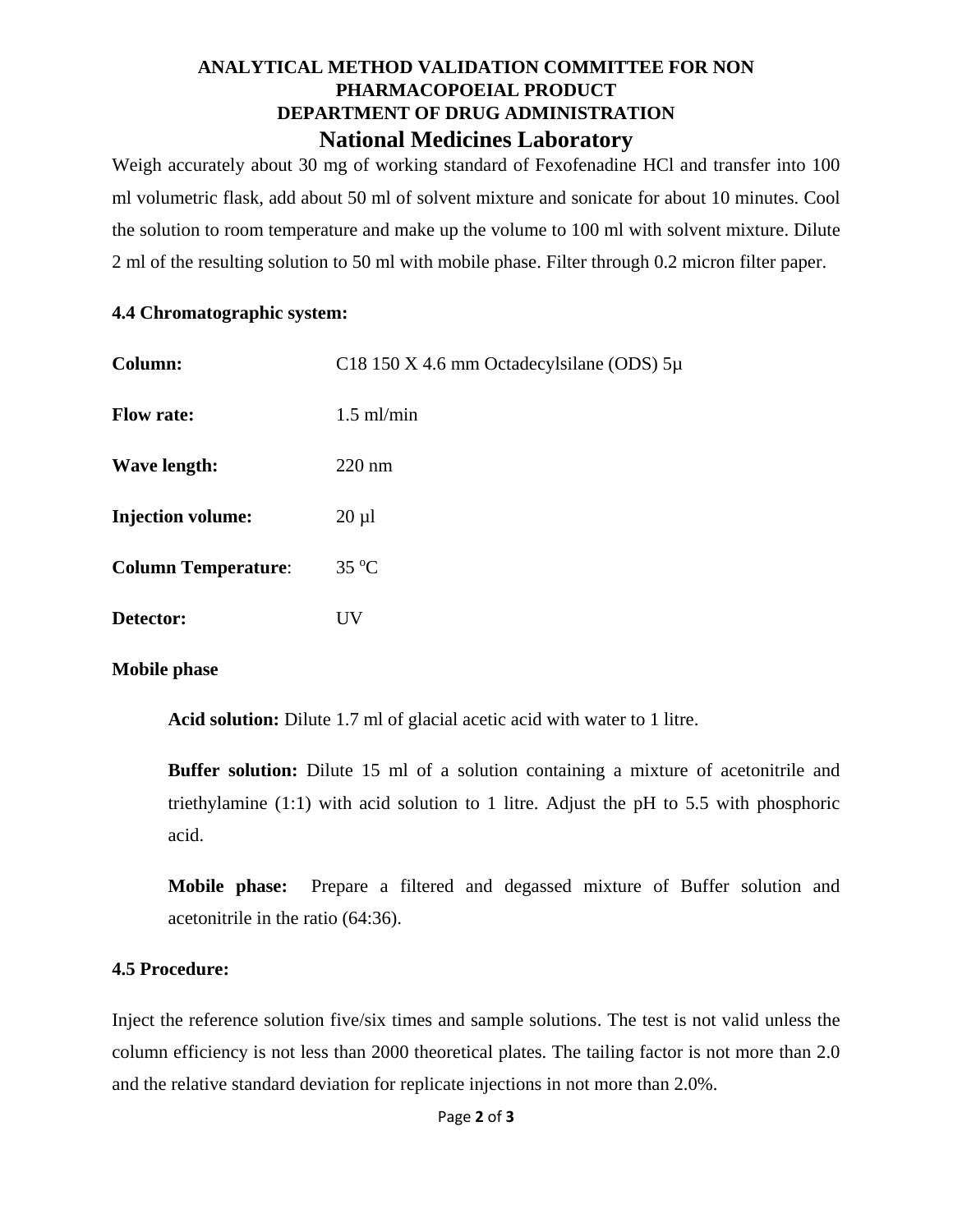Weigh accurately about 30 mg of working standard of Fexofenadine HCl and transfer into 100 ml volumetric flask, add about 50 ml of solvent mixture and sonicate for about 10 minutes. Cool the solution to room temperature and make up the volume to 100 ml with solvent mixture. Dilute 2 ml of the resulting solution to 50 ml with mobile phase. Filter through 0.2 micron filter paper.

**4.4 Chromatographic system:**

**Column:** C18 150 X 4.6 mm Octadecylsilane (ODS) 5µ

**Flow rate:** 1.5 ml/min

**Wave length:** 220 nm

**Injection volume:** 20 µl

**Column Temperature**: 35 $^{o}$C

**Detector:** UV

**Mobile phase**

**Acid solution:** Dilute 1.7 ml of glacial acetic acid with water to 1 litre.

**Buffer solution:** Dilute 15 ml of a solution containing a mixture of acetonitrile and triethylamine (1:1) with acid solution to 1 litre. Adjust the pH to 5.5 with phosphoric acid.

**Mobile phase:** Prepare a filtered and degassed mixture of Buffer solution and acetonitrile in the ratio (64:36).

**4.5 Procedure:**

Inject the reference solution five/six times and sample solutions. The test is not valid unless the column efficiency is not less than 2000 theoretical plates. The tailing factor is not more than 2.0 and the relative standard deviation for replicate injections in not more than 2.0%.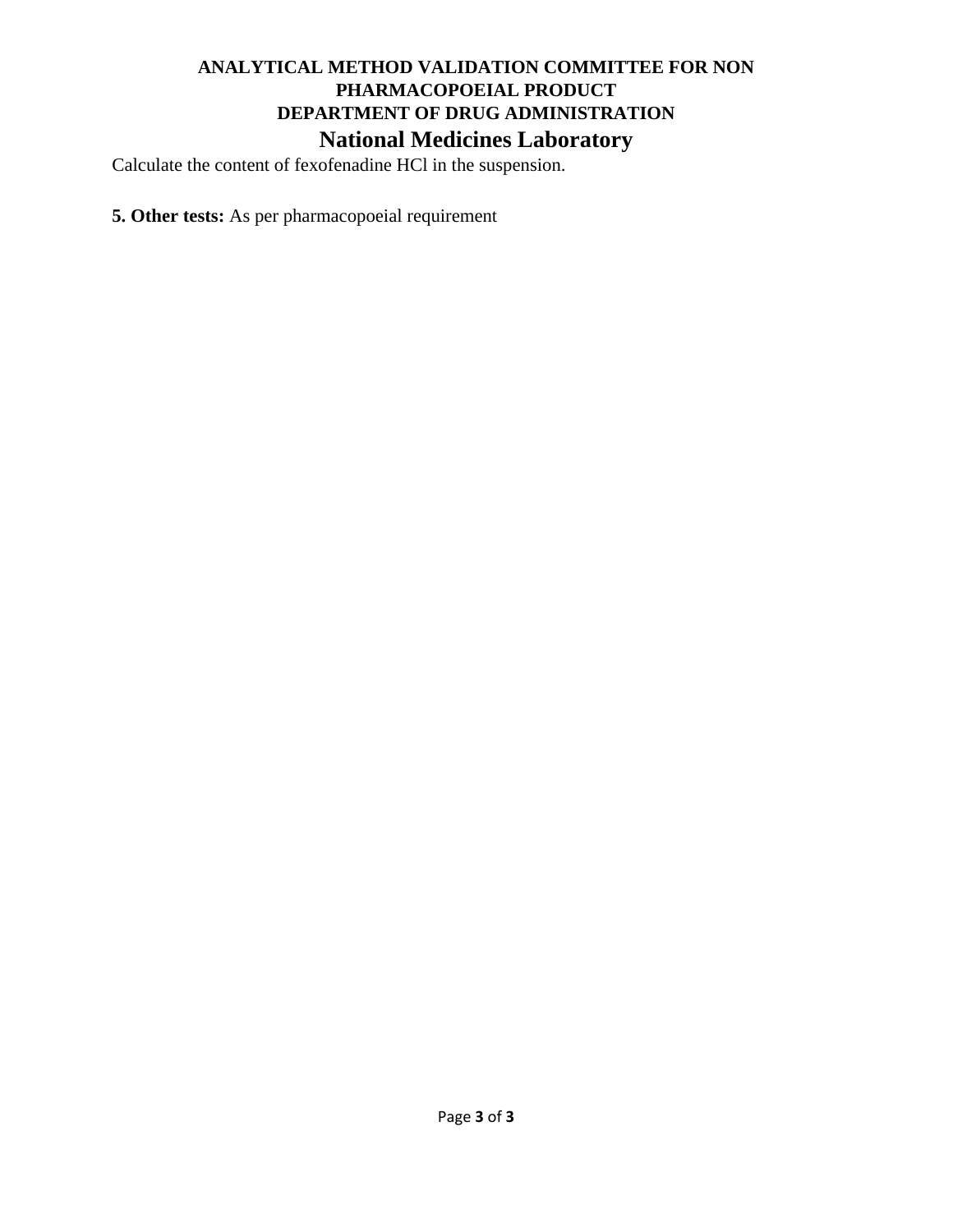Calculate the content of fexofenadine HCl in the suspension.

**5. Other tests:** As per pharmacopoeial requirement